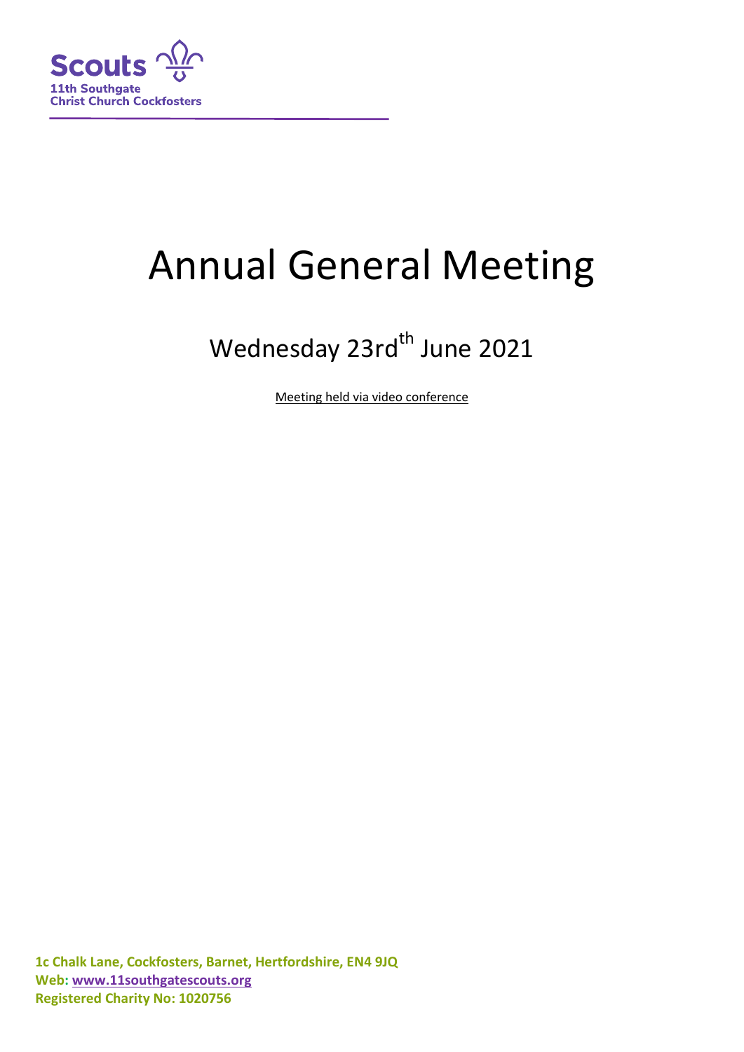Scouts
11th Southgate
Christ Church Cockfosters

# Annual General Meeting

## Wednesday 23rd June 2021

Meeting held via video conference

**1c Chalk Lane, Cockfosters, Barnet, Hertfordshire, EN4 9JQ**
**Web: www.11southgatescouts.org**
**Registered Charity No: 1020756**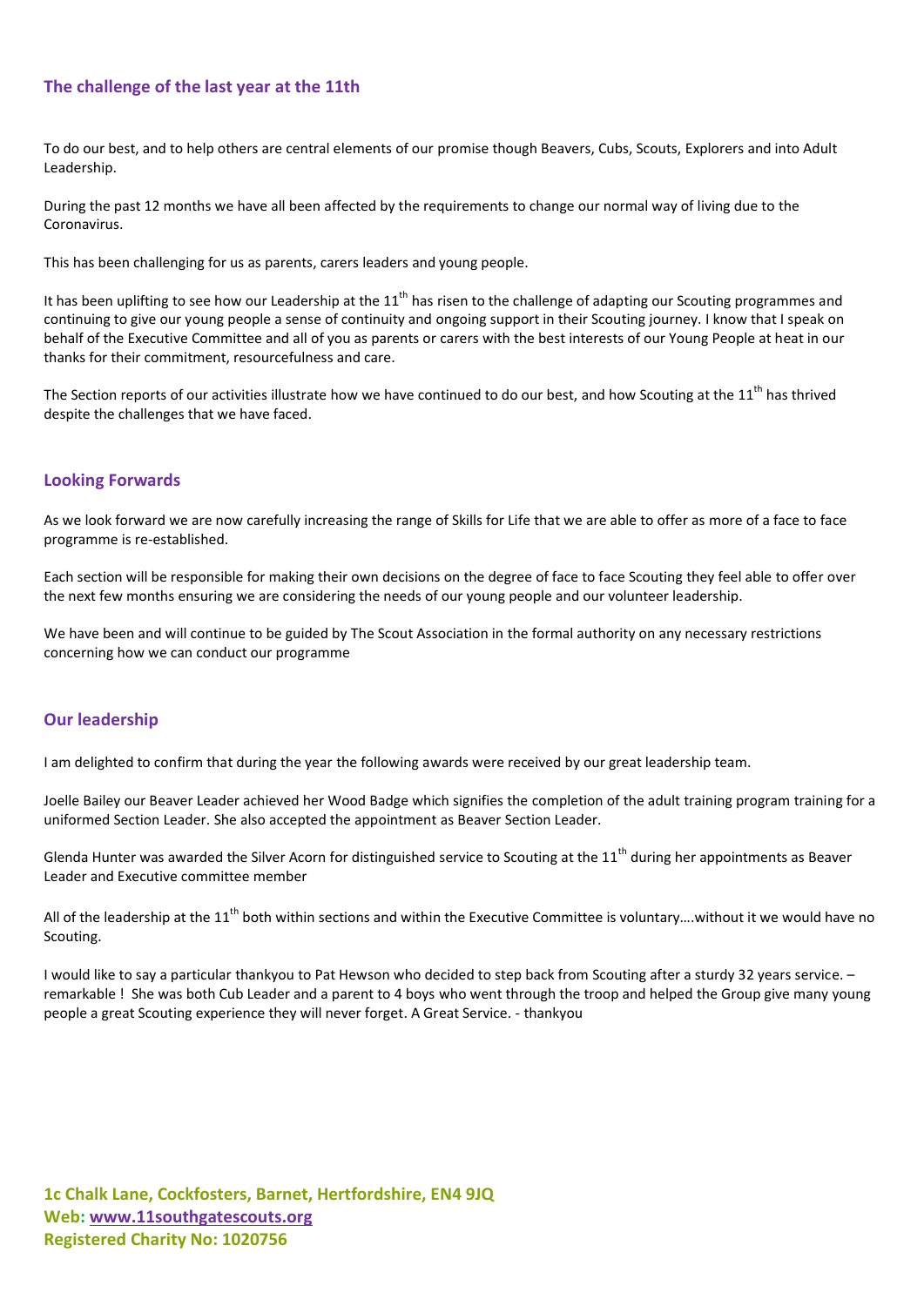## The challenge of the last year at the 11th

To do our best, and to help others are central elements of our promise though Beavers, Cubs, Scouts, Explorers and into Adult Leadership.

During the past 12 months we have all been affected by the requirements to change our normal way of living due to the Coronavirus.

This has been challenging for us as parents, carers leaders and young people.

It has been uplifting to see how our Leadership at the 11th has risen to the challenge of adapting our Scouting programmes and continuing to give our young people a sense of continuity and ongoing support in their Scouting journey. I know that I speak on behalf of the Executive Committee and all of you as parents or carers with the best interests of our Young People at heat in our thanks for their commitment, resourcefulness and care.

The Section reports of our activities illustrate how we have continued to do our best, and how Scouting at the 11th has thrived despite the challenges that we have faced.

## Looking Forwards

As we look forward we are now carefully increasing the range of Skills for Life that we are able to offer as more of a face to face programme is re-established.

Each section will be responsible for making their own decisions on the degree of face to face Scouting they feel able to offer over the next few months ensuring we are considering the needs of our young people and our volunteer leadership.

We have been and will continue to be guided by The Scout Association in the formal authority on any necessary restrictions concerning how we can conduct our programme

## Our leadership

I am delighted to confirm that during the year the following awards were received by our great leadership team.

Joelle Bailey our Beaver Leader achieved her Wood Badge which signifies the completion of the adult training program training for a uniformed Section Leader. She also accepted the appointment as Beaver Section Leader.

Glenda Hunter was awarded the Silver Acorn for distinguished service to Scouting at the 11th during her appointments as Beaver Leader and Executive committee member

All of the leadership at the 11th both within sections and within the Executive Committee is voluntary….without it we would have no Scouting.

I would like to say a particular thankyou to Pat Hewson who decided to step back from Scouting after a sturdy 32 years service. – remarkable ! She was both Cub Leader and a parent to 4 boys who went through the troop and helped the Group give many young people a great Scouting experience they will never forget. A Great Service. - thankyou

**1c Chalk Lane, Cockfosters, Barnet, Hertfordshire, EN4 9JQ**
**Web: www.11southgatescouts.org**
**Registered Charity No: 1020756**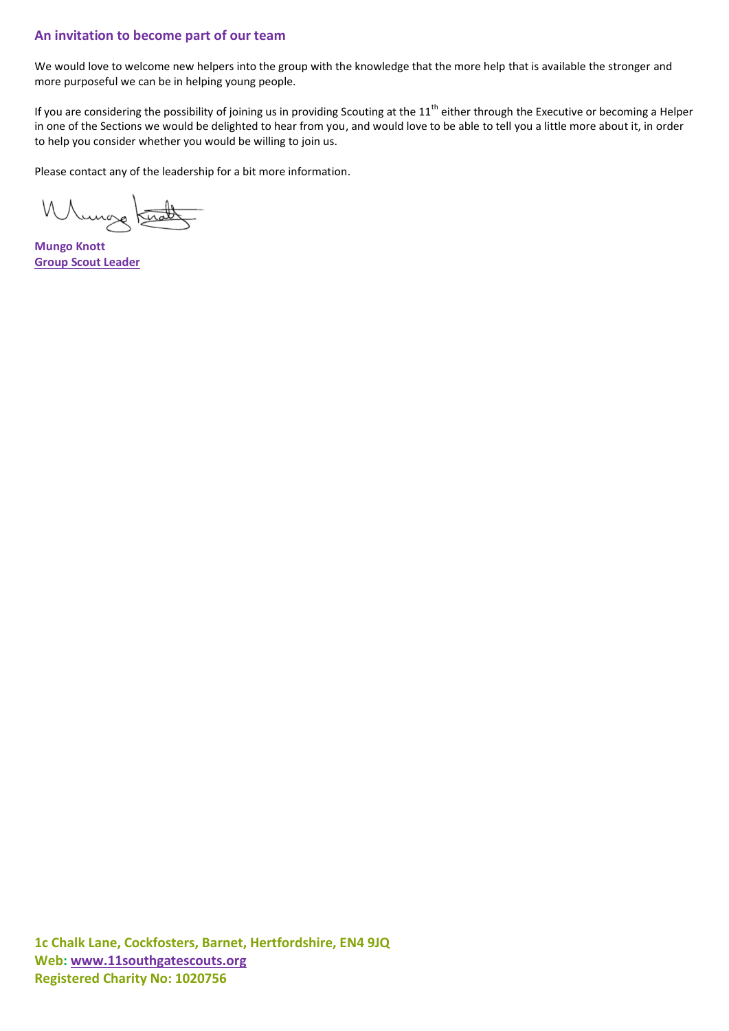## An invitation to become part of our team

We would love to welcome new helpers into the group with the knowledge that the more help that is available the stronger and more purposeful we can be in helping young people.

If you are considering the possibility of joining us in providing Scouting at the 11th either through the Executive or becoming a Helper in one of the Sections we would be delighted to hear from you, and would love to be able to tell you a little more about it, in order to help you consider whether you would be willing to join us.

Please contact any of the leadership for a bit more information.

**Mungo Knott**
**Group Scout Leader**

**1c Chalk Lane, Cockfosters, Barnet, Hertfordshire, EN4 9JQ**
**Web: www.11southgatescouts.org**
**Registered Charity No: 1020756**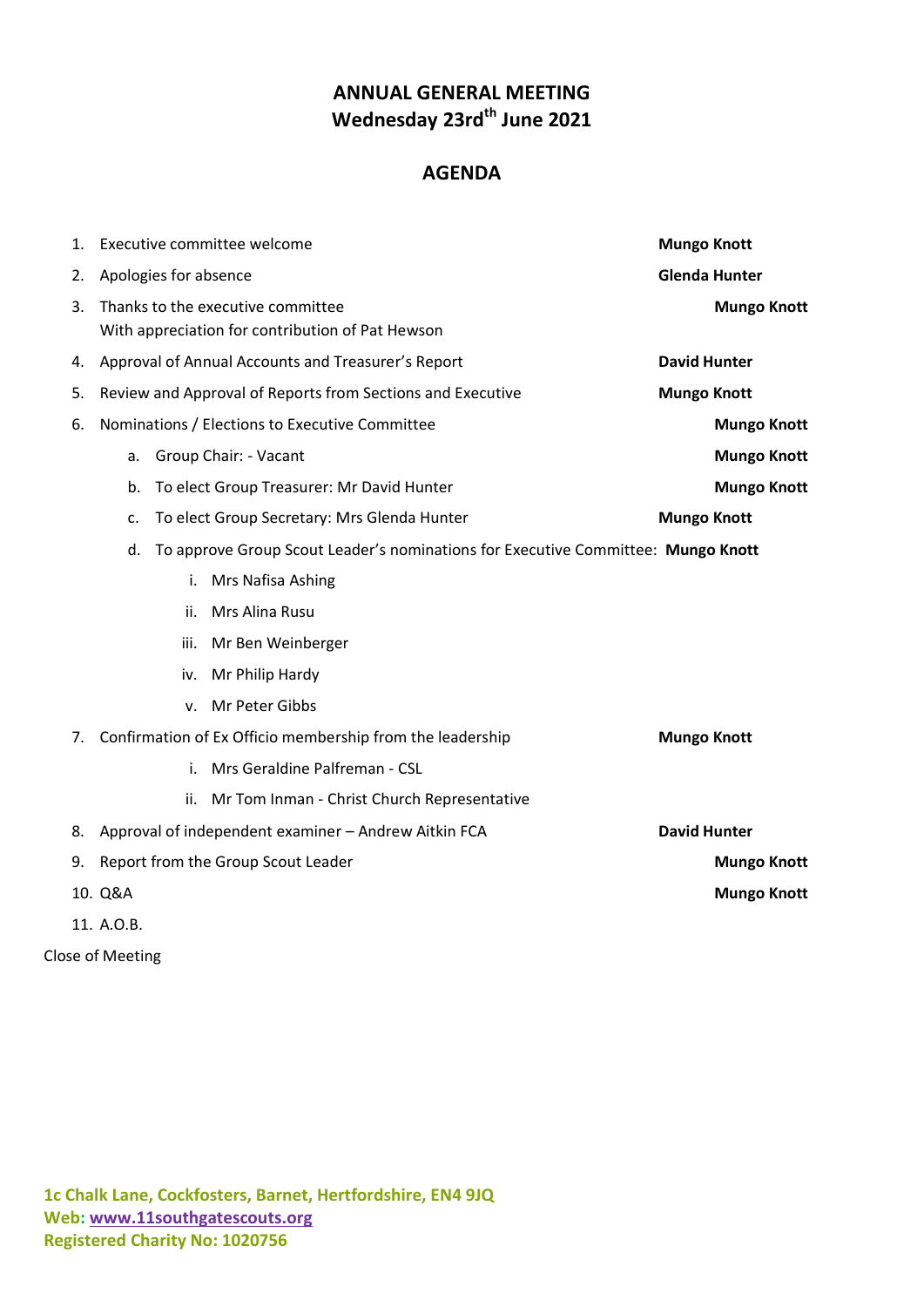# ANNUAL GENERAL MEETING
# Wednesday 23rd June 2021

## AGENDA

1. Executive committee welcome — **Mungo Knott**
2. Apologies for absence — **Glenda Hunter**
3. Thanks to the executive committee — **Mungo Knott**
   With appreciation for contribution of Pat Hewson
4. Approval of Annual Accounts and Treasurer's Report — **David Hunter**
5. Review and Approval of Reports from Sections and Executive — **Mungo Knott**
6. Nominations / Elections to Executive Committee — **Mungo Knott**
   a. Group Chair: - Vacant — **Mungo Knott**
   b. To elect Group Treasurer: Mr David Hunter — **Mungo Knott**
   c. To elect Group Secretary: Mrs Glenda Hunter — **Mungo Knott**
   d. To approve Group Scout Leader's nominations for Executive Committee: **Mungo Knott**
      i. Mrs Nafisa Ashing
      ii. Mrs Alina Rusu
      iii. Mr Ben Weinberger
      iv. Mr Philip Hardy
      v. Mr Peter Gibbs
7. Confirmation of Ex Officio membership from the leadership — **Mungo Knott**
   i. Mrs Geraldine Palfreman - CSL
   ii. Mr Tom Inman - Christ Church Representative
8. Approval of independent examiner – Andrew Aitkin FCA — **David Hunter**
9. Report from the Group Scout Leader — **Mungo Knott**
10. Q&A — **Mungo Knott**
11. A.O.B.

Close of Meeting

**1c Chalk Lane, Cockfosters, Barnet, Hertfordshire, EN4 9JQ**
**Web: www.11southgatescouts.org**
**Registered Charity No: 1020756**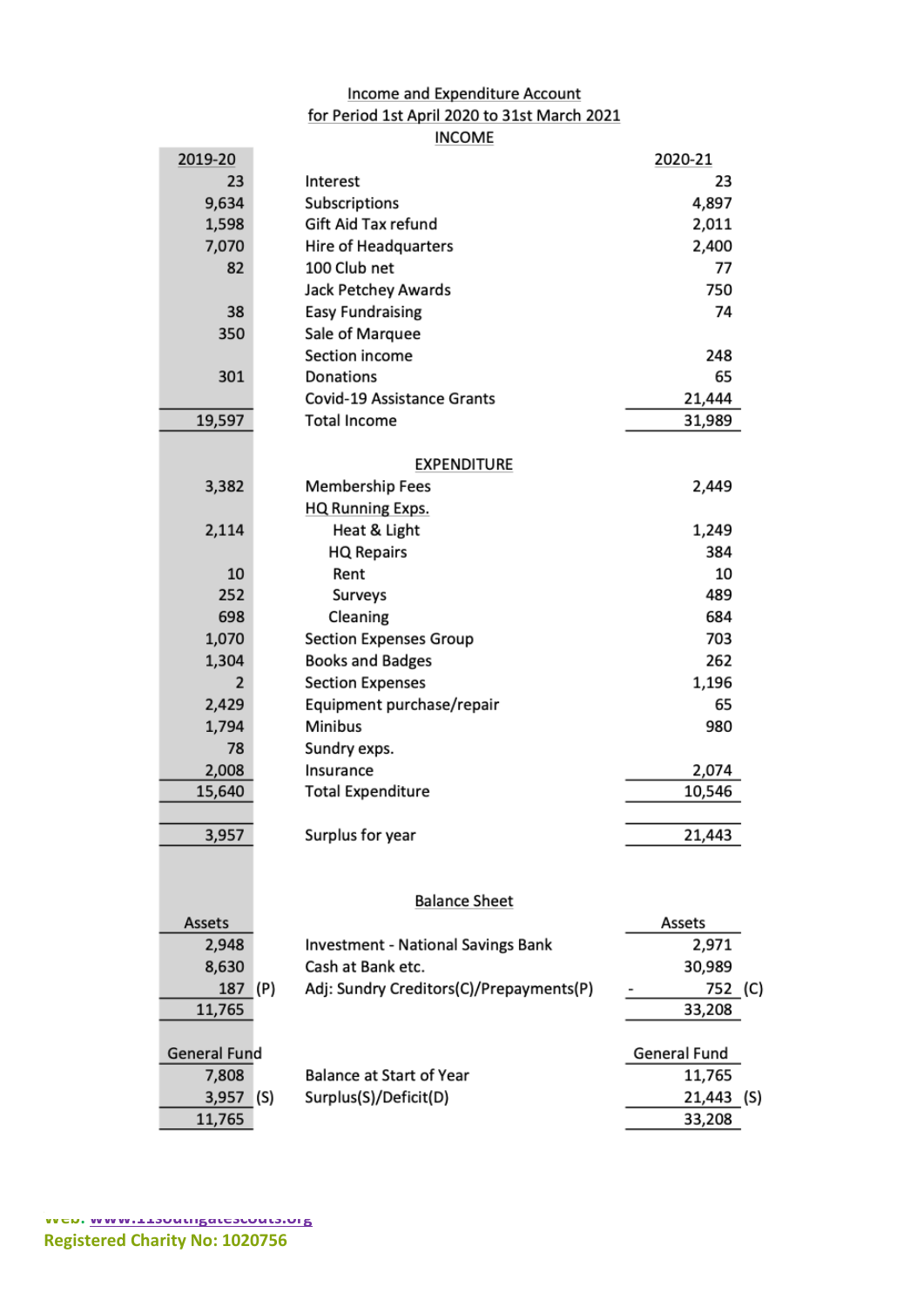## Income and Expenditure Account

### for Period 1st April 2020 to 31st March 2021

### INCOME

| 2019-20 | | 2020-21 |
|---|---|---|
| 23 | Interest | 23 |
| 9,634 | Subscriptions | 4,897 |
| 1,598 | Gift Aid Tax refund | 2,011 |
| 7,070 | Hire of Headquarters | 2,400 |
| 82 | 100 Club net | 77 |
| | Jack Petchey Awards | 750 |
| 38 | Easy Fundraising | 74 |
| 350 | Sale of Marquee | |
| | Section income | 248 |
| 301 | Donations | 65 |
| | Covid-19 Assistance Grants | 21,444 |
| 19,597 | Total Income | 31,989 |

### EXPENDITURE

| 2019-20 | | 2020-21 |
|---|---|---|
| 3,382 | Membership Fees | 2,449 |
| | HQ Running Exps. | |
| 2,114 | Heat & Light | 1,249 |
| | HQ Repairs | 384 |
| 10 | Rent | 10 |
| 252 | Surveys | 489 |
| 698 | Cleaning | 684 |
| 1,070 | Section Expenses Group | 703 |
| 1,304 | Books and Badges | 262 |
| 2 | Section Expenses | 1,196 |
| 2,429 | Equipment purchase/repair | 65 |
| 1,794 | Minibus | 980 |
| 78 | Sundry exps. | |
| 2,008 | Insurance | 2,074 |
| 15,640 | Total Expenditure | 10,546 |
| 3,957 | Surplus for year | 21,443 |

### Balance Sheet

| Assets | | Assets |
|---|---|---|
| 2,948 | Investment - National Savings Bank | 2,971 |
| 8,630 | Cash at Bank etc. | 30,989 |
| 187 (P) | Adj: Sundry Creditors(C)/Prepayments(P) | - 752 (C) |
| 11,765 | | 33,208 |

| General Fund | | General Fund |
|---|---|---|
| 7,808 | Balance at Start of Year | 11,765 |
| 3,957 (S) | Surplus(S)/Deficit(D) | 21,443 (S) |
| 11,765 | | 33,208 |

Web: www.11southgatescouts.org

Registered Charity No: 1020756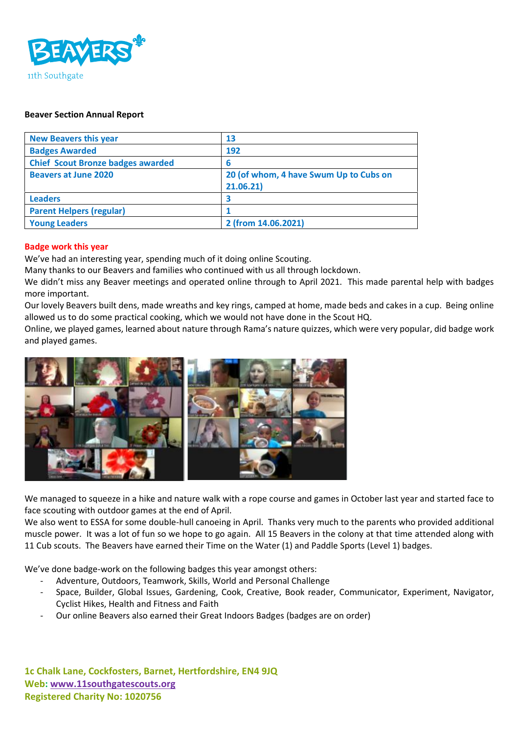**Beaver Section Annual Report**

| New Beavers this year | 13 |
|---|---|
| Badges Awarded | 192 |
| Chief Scout Bronze badges awarded | 6 |
| Beavers at June 2020 | 20 (of whom, 4 have Swum Up to Cubs on 21.06.21) |
| Leaders | 3 |
| Parent Helpers (regular) | 1 |
| Young Leaders | 2 (from 14.06.2021) |

**Badge work this year**

We've had an interesting year, spending much of it doing online Scouting.

Many thanks to our Beavers and families who continued with us all through lockdown.

We didn't miss any Beaver meetings and operated online through to April 2021. This made parental help with badges more important.

Our lovely Beavers built dens, made wreaths and key rings, camped at home, made beds and cakes in a cup. Being online allowed us to do some practical cooking, which we would not have done in the Scout HQ.

Online, we played games, learned about nature through Rama's nature quizzes, which were very popular, did badge work and played games.

We managed to squeeze in a hike and nature walk with a rope course and games in October last year and started face to face scouting with outdoor games at the end of April.

We also went to ESSA for some double-hull canoeing in April. Thanks very much to the parents who provided additional muscle power. It was a lot of fun so we hope to go again. All 15 Beavers in the colony at that time attended along with 11 Cub scouts. The Beavers have earned their Time on the Water (1) and Paddle Sports (Level 1) badges.

We've done badge-work on the following badges this year amongst others:

- Adventure, Outdoors, Teamwork, Skills, World and Personal Challenge
- Space, Builder, Global Issues, Gardening, Cook, Creative, Book reader, Communicator, Experiment, Navigator, Cyclist Hikes, Health and Fitness and Faith
- Our online Beavers also earned their Great Indoors Badges (badges are on order)

**1c Chalk Lane, Cockfosters, Barnet, Hertfordshire, EN4 9JQ**
**Web: www.11southgatescouts.org**
**Registered Charity No: 1020756**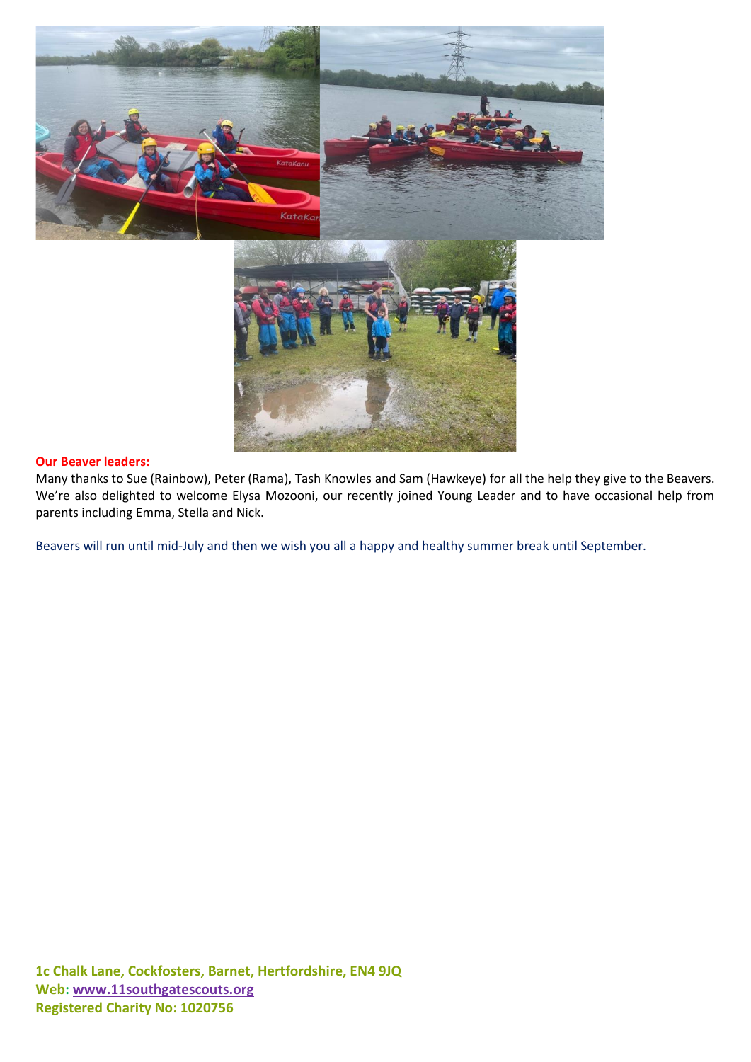**Our Beaver leaders:**

Many thanks to Sue (Rainbow), Peter (Rama), Tash Knowles and Sam (Hawkeye) for all the help they give to the Beavers. We're also delighted to welcome Elysa Mozooni, our recently joined Young Leader and to have occasional help from parents including Emma, Stella and Nick.

Beavers will run until mid-July and then we wish you all a happy and healthy summer break until September.

**1c Chalk Lane, Cockfosters, Barnet, Hertfordshire, EN4 9JQ**
**Web: www.11southgatescouts.org**
**Registered Charity No: 1020756**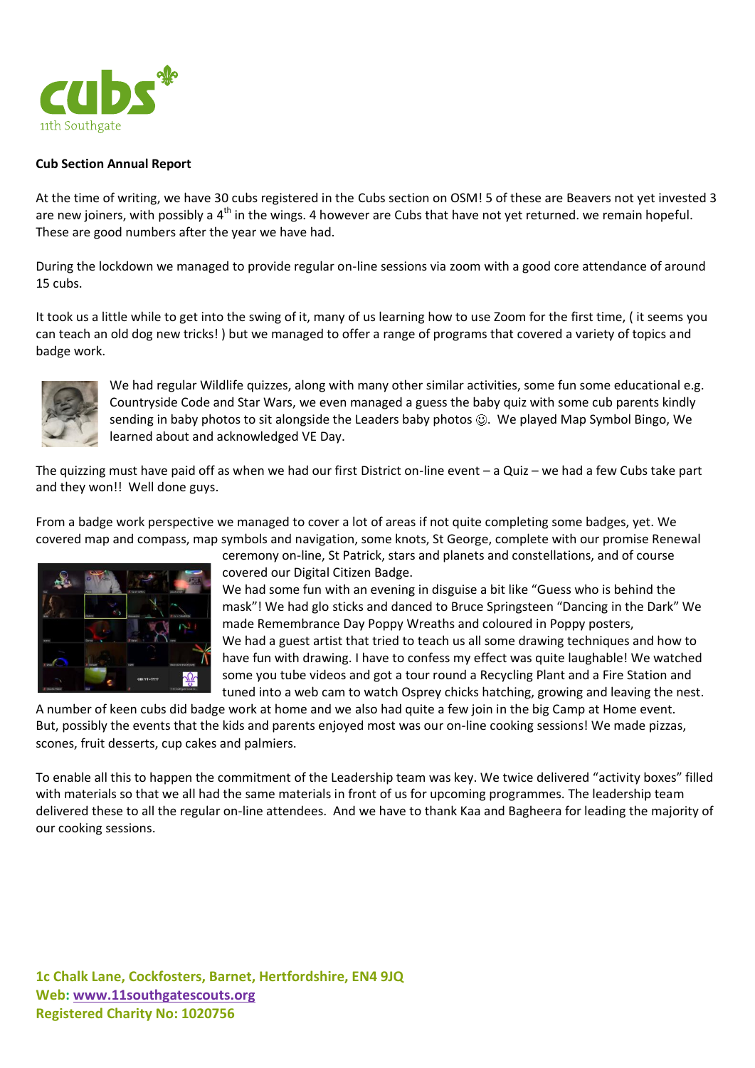**Cub Section Annual Report**

At the time of writing, we have 30 cubs registered in the Cubs section on OSM! 5 of these are Beavers not yet invested 3 are new joiners, with possibly a 4th in the wings. 4 however are Cubs that have not yet returned. we remain hopeful. These are good numbers after the year we have had.

During the lockdown we managed to provide regular on-line sessions via zoom with a good core attendance of around 15 cubs.

It took us a little while to get into the swing of it, many of us learning how to use Zoom for the first time, ( it seems you can teach an old dog new tricks! ) but we managed to offer a range of programs that covered a variety of topics and badge work.

We had regular Wildlife quizzes, along with many other similar activities, some fun some educational e.g. Countryside Code and Star Wars, we even managed a guess the baby quiz with some cub parents kindly sending in baby photos to sit alongside the Leaders baby photos ☺. We played Map Symbol Bingo, We learned about and acknowledged VE Day.

The quizzing must have paid off as when we had our first District on-line event – a Quiz – we had a few Cubs take part and they won!! Well done guys.

From a badge work perspective we managed to cover a lot of areas if not quite completing some badges, yet. We covered map and compass, map symbols and navigation, some knots, St George, complete with our promise Renewal ceremony on-line, St Patrick, stars and planets and constellations, and of course covered our Digital Citizen Badge.

We had some fun with an evening in disguise a bit like "Guess who is behind the mask"! We had glo sticks and danced to Bruce Springsteen "Dancing in the Dark" We made Remembrance Day Poppy Wreaths and coloured in Poppy posters,

We had a guest artist that tried to teach us all some drawing techniques and how to have fun with drawing. I have to confess my effect was quite laughable! We watched some you tube videos and got a tour round a Recycling Plant and a Fire Station and tuned into a web cam to watch Osprey chicks hatching, growing and leaving the nest.

A number of keen cubs did badge work at home and we also had quite a few join in the big Camp at Home event. But, possibly the events that the kids and parents enjoyed most was our on-line cooking sessions! We made pizzas, scones, fruit desserts, cup cakes and palmiers.

To enable all this to happen the commitment of the Leadership team was key. We twice delivered "activity boxes" filled with materials so that we all had the same materials in front of us for upcoming programmes. The leadership team delivered these to all the regular on-line attendees. And we have to thank Kaa and Bagheera for leading the majority of our cooking sessions.

**1c Chalk Lane, Cockfosters, Barnet, Hertfordshire, EN4 9JQ**
**Web: www.11southgatescouts.org**
**Registered Charity No: 1020756**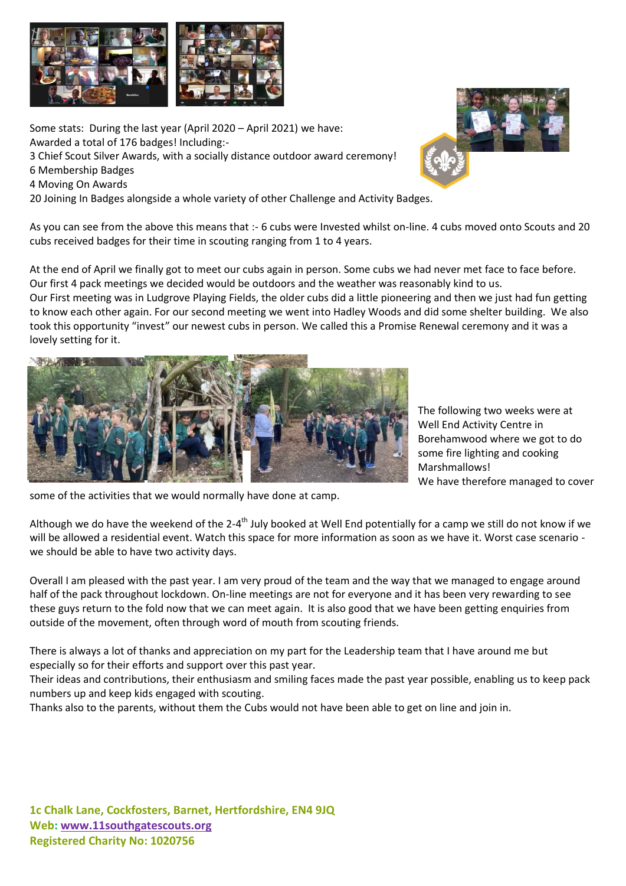Some stats: During the last year (April 2020 – April 2021) we have:
Awarded a total of 176 badges! Including:-
3 Chief Scout Silver Awards, with a socially distance outdoor award ceremony!
6 Membership Badges
4 Moving On Awards
20 Joining In Badges alongside a whole variety of other Challenge and Activity Badges.

As you can see from the above this means that :- 6 cubs were Invested whilst on-line. 4 cubs moved onto Scouts and 20 cubs received badges for their time in scouting ranging from 1 to 4 years.

At the end of April we finally got to meet our cubs again in person. Some cubs we had never met face to face before. Our first 4 pack meetings we decided would be outdoors and the weather was reasonably kind to us.
Our First meeting was in Ludgrove Playing Fields, the older cubs did a little pioneering and then we just had fun getting to know each other again. For our second meeting we went into Hadley Woods and did some shelter building. We also took this opportunity "invest" our newest cubs in person. We called this a Promise Renewal ceremony and it was a lovely setting for it.

The following two weeks were at Well End Activity Centre in Borehamwood where we got to do some fire lighting and cooking Marshmallows!
We have therefore managed to cover some of the activities that we would normally have done at camp.

Although we do have the weekend of the 2-4th July booked at Well End potentially for a camp we still do not know if we will be allowed a residential event. Watch this space for more information as soon as we have it. Worst case scenario - we should be able to have two activity days.

Overall I am pleased with the past year. I am very proud of the team and the way that we managed to engage around half of the pack throughout lockdown. On-line meetings are not for everyone and it has been very rewarding to see these guys return to the fold now that we can meet again. It is also good that we have been getting enquiries from outside of the movement, often through word of mouth from scouting friends.

There is always a lot of thanks and appreciation on my part for the Leadership team that I have around me but especially so for their efforts and support over this past year.
Their ideas and contributions, their enthusiasm and smiling faces made the past year possible, enabling us to keep pack numbers up and keep kids engaged with scouting.
Thanks also to the parents, without them the Cubs would not have been able to get on line and join in.

**1c Chalk Lane, Cockfosters, Barnet, Hertfordshire, EN4 9JQ**
**Web: www.11southgatescouts.org**
**Registered Charity No: 1020756**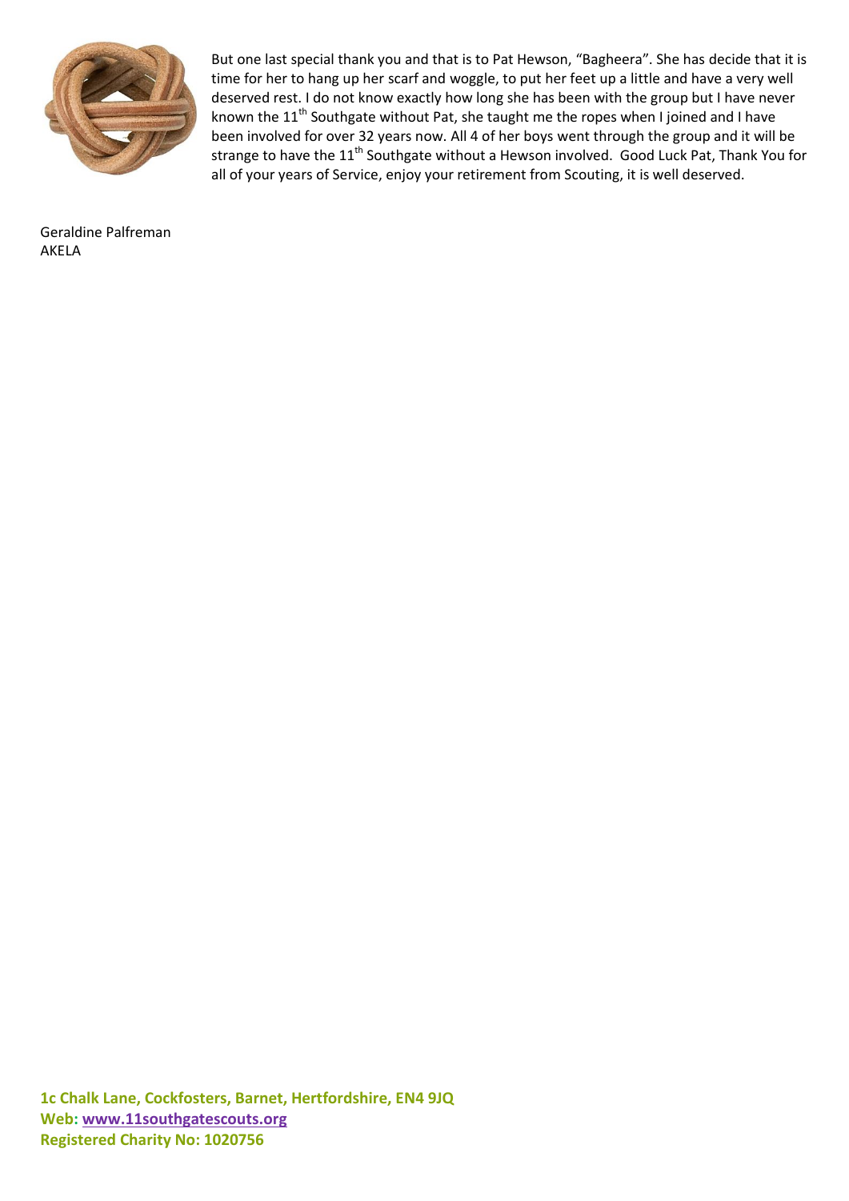But one last special thank you and that is to Pat Hewson, "Bagheera". She has decide that it is time for her to hang up her scarf and woggle, to put her feet up a little and have a very well deserved rest. I do not know exactly how long she has been with the group but I have never known the 11th Southgate without Pat, she taught me the ropes when I joined and I have been involved for over 32 years now. All 4 of her boys went through the group and it will be strange to have the 11th Southgate without a Hewson involved. Good Luck Pat, Thank You for all of your years of Service, enjoy your retirement from Scouting, it is well deserved.

Geraldine Palfreman
AKELA

**1c Chalk Lane, Cockfosters, Barnet, Hertfordshire, EN4 9JQ**
**Web: www.11southgatescouts.org**
**Registered Charity No: 1020756**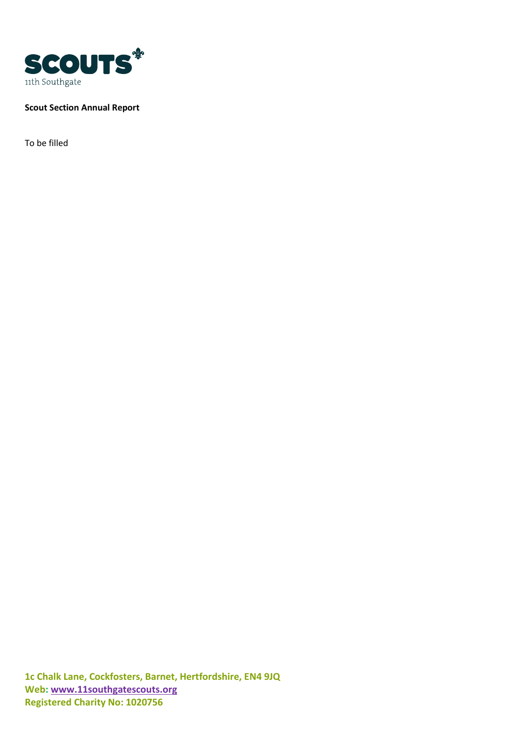SCOUTS

11th Southgate

**Scout Section Annual Report**

To be filled

**1c Chalk Lane, Cockfosters, Barnet, Hertfordshire, EN4 9JQ**
**Web: www.11southgatescouts.org**
**Registered Charity No: 1020756**